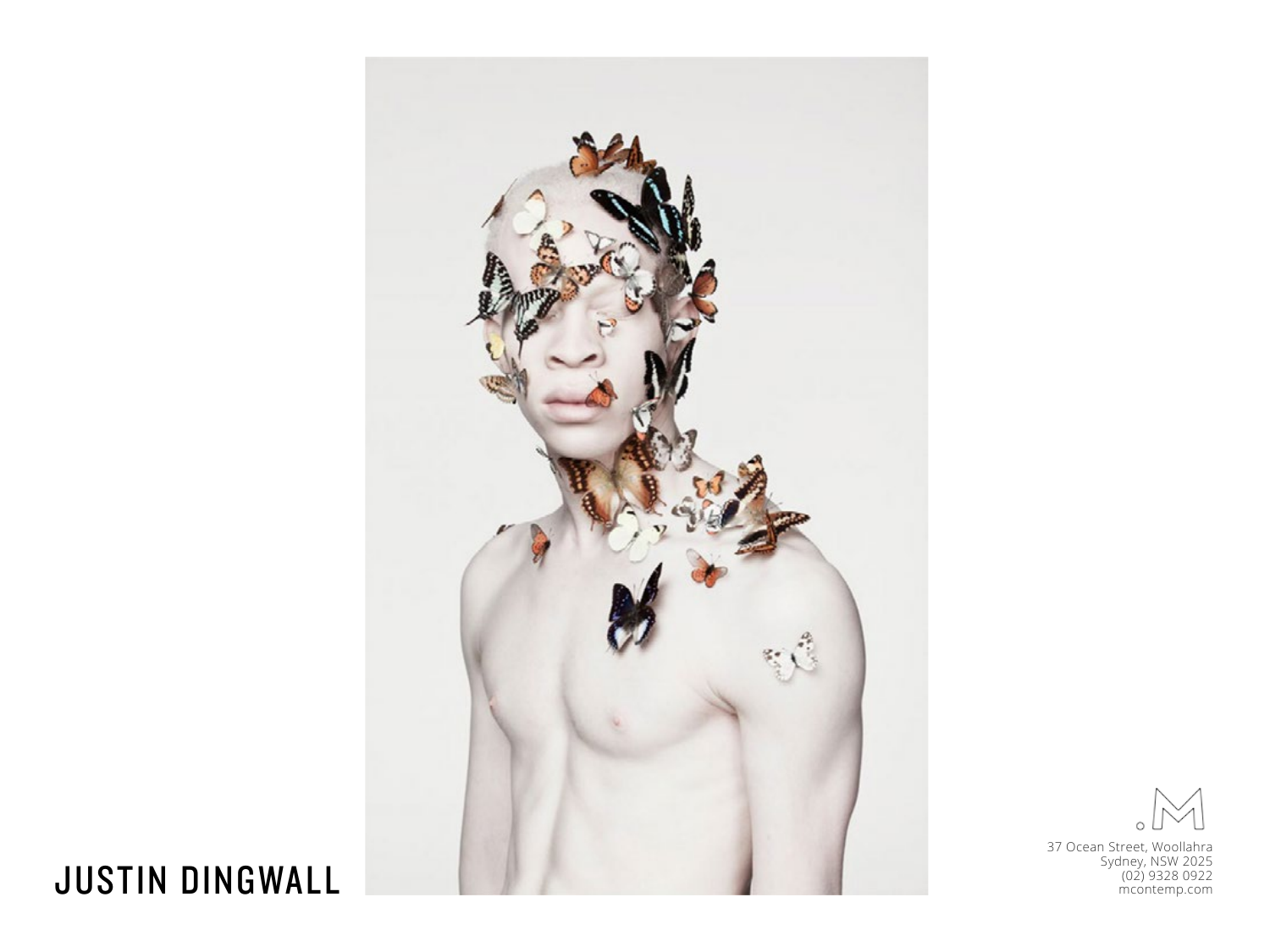# JUSTIN DINGWALL

37 Ocean Street, Woollahra
Sydney, NSW 2025
(02) 9328 0922
mcontemp.com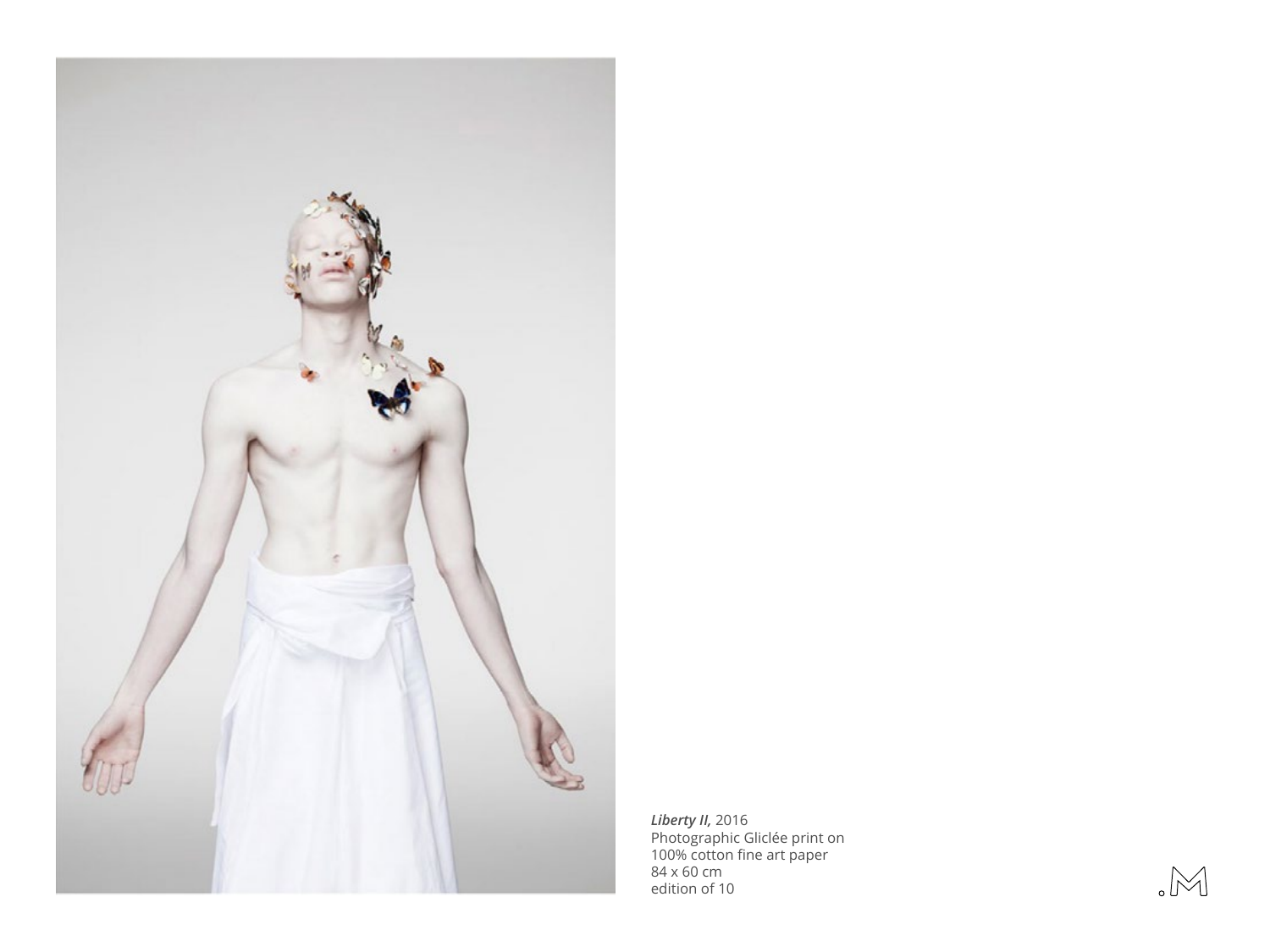***Liberty II,*** 2016
Photographic Giclée print on
100% cotton fine art paper
84 x 60 cm
edition of 10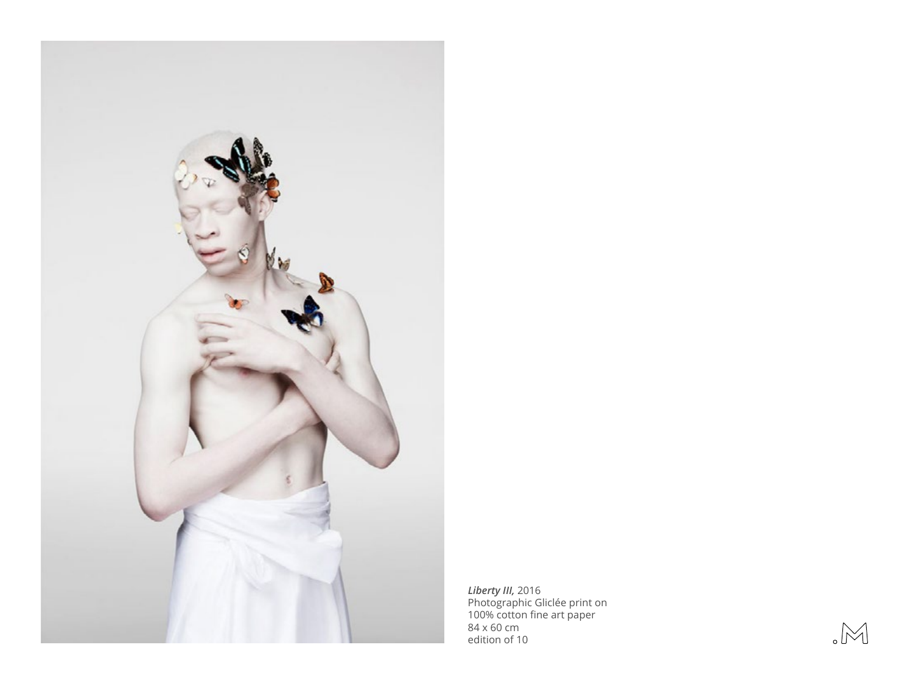***Liberty III,*** 2016
Photographic Gliclée print on
100% cotton fine art paper
84 x 60 cm
edition of 10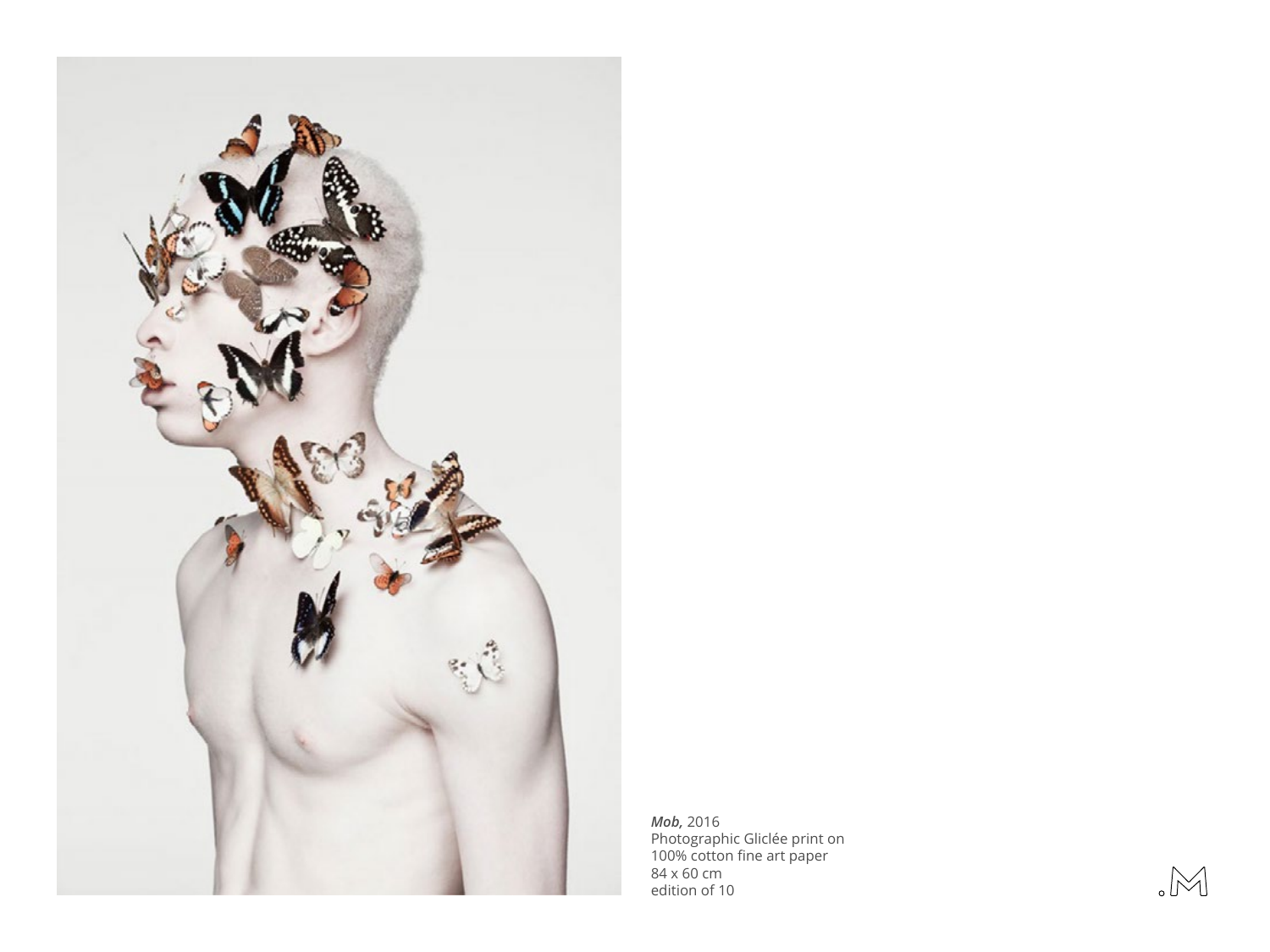***Mob,*** 2016
Photographic Gliclée print on
100% cotton fine art paper
84 x 60 cm
edition of 10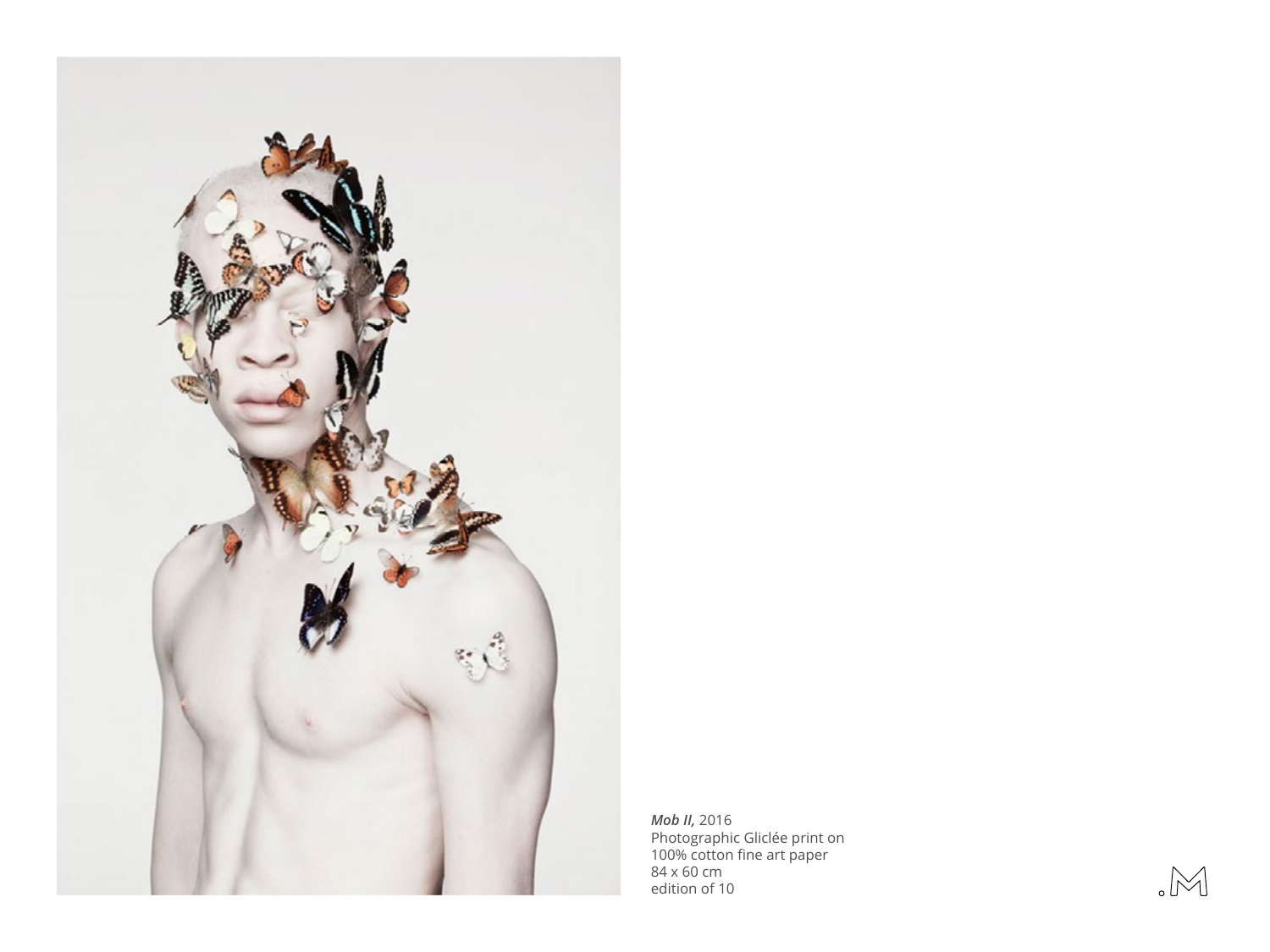***Mob II,*** 2016
Photographic Gliclée print on
100% cotton fine art paper
84 x 60 cm
edition of 10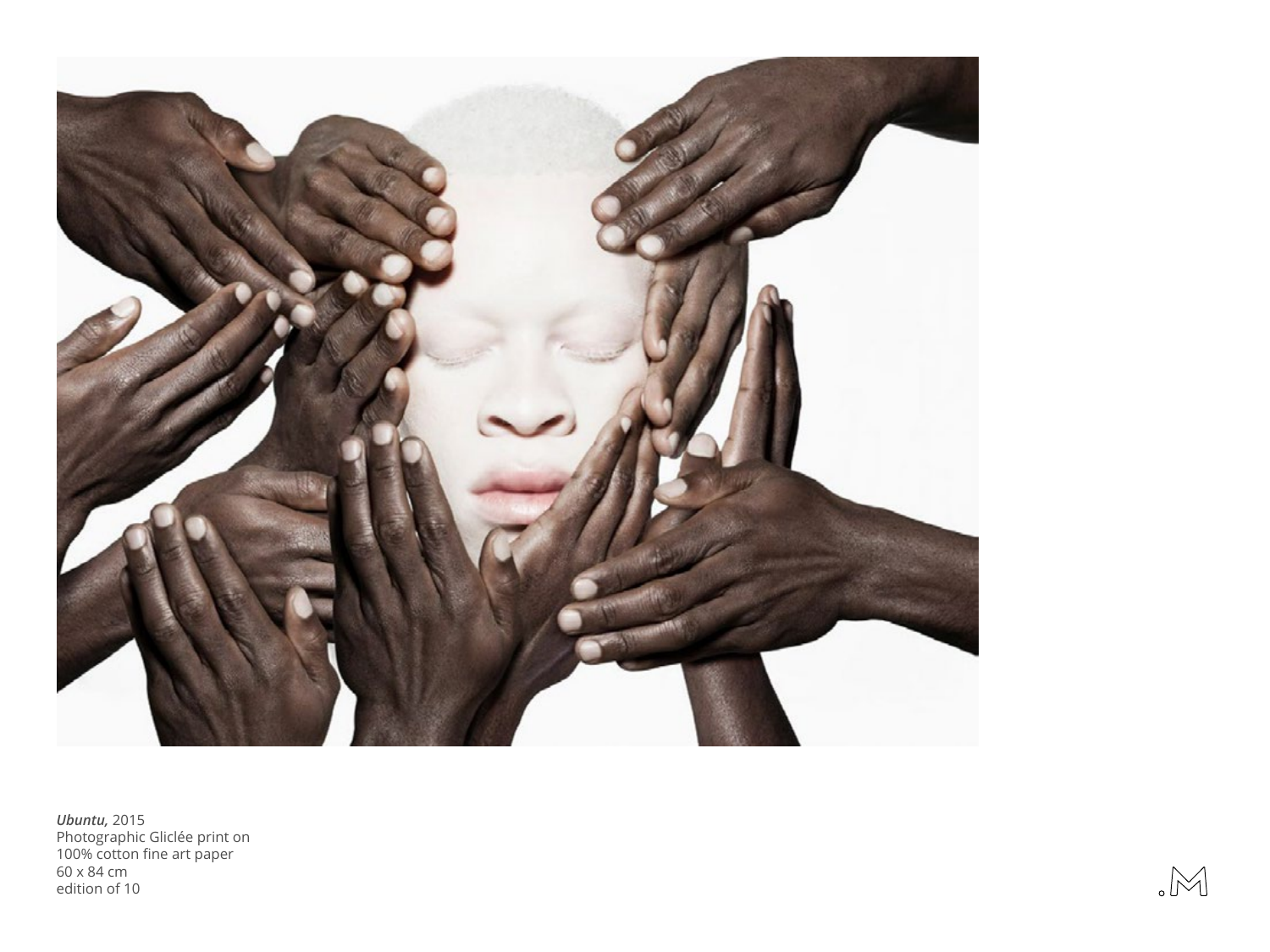***Ubuntu,*** 2015
Photographic Gliclée print on
100% cotton fine art paper
60 x 84 cm
edition of 10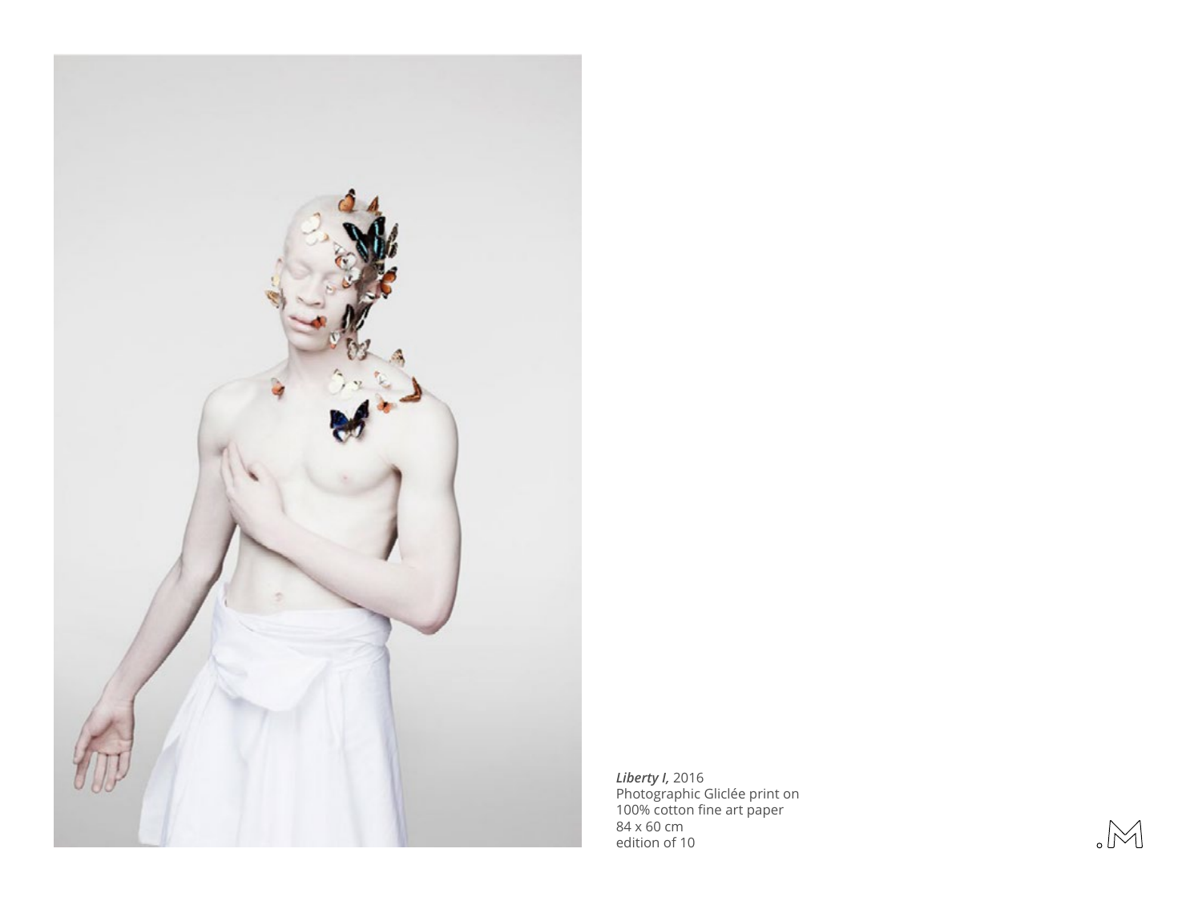***Liberty I,*** 2016
Photographic Giclée print on
100% cotton fine art paper
84 x 60 cm
edition of 10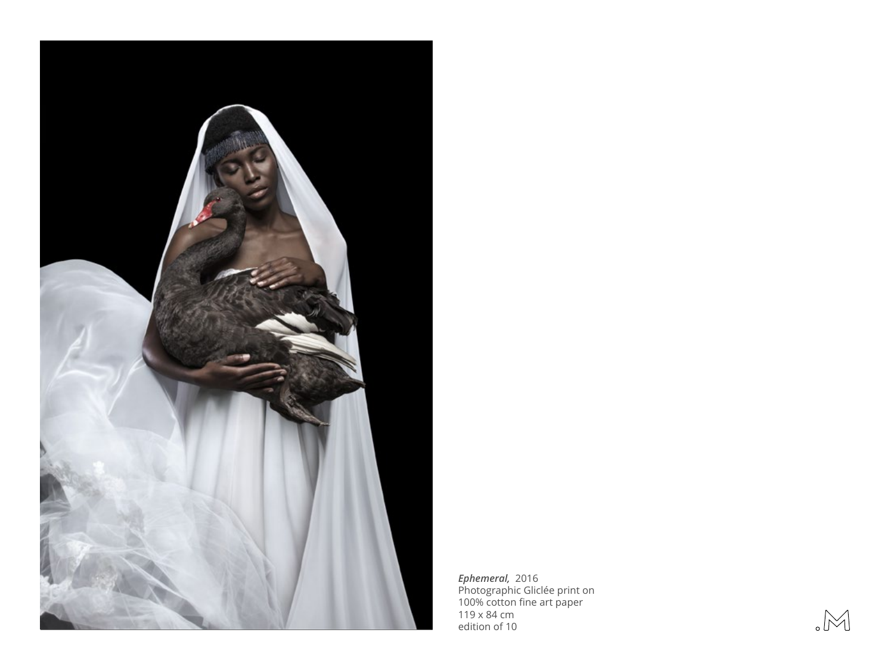***Ephemeral,*** 2016
Photographic Gliclée print on
100% cotton fine art paper
119 x 84 cm
edition of 10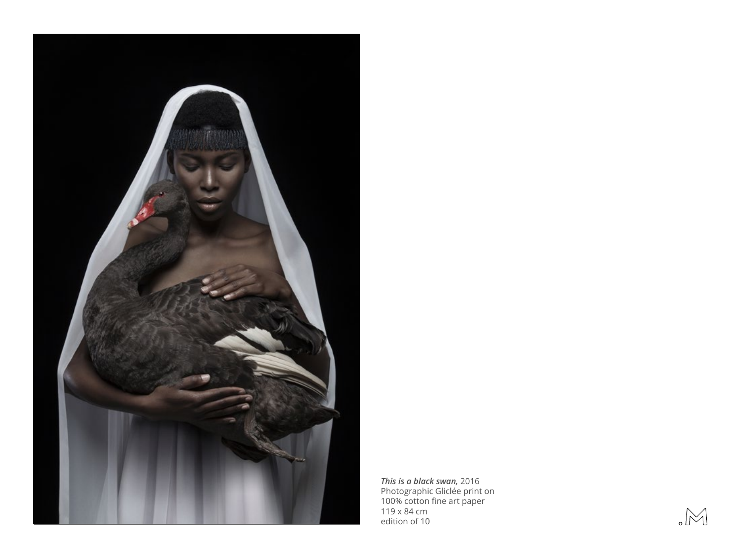***This is a black swan,*** 2016
Photographic Gliclée print on
100% cotton fine art paper
119 x 84 cm
edition of 10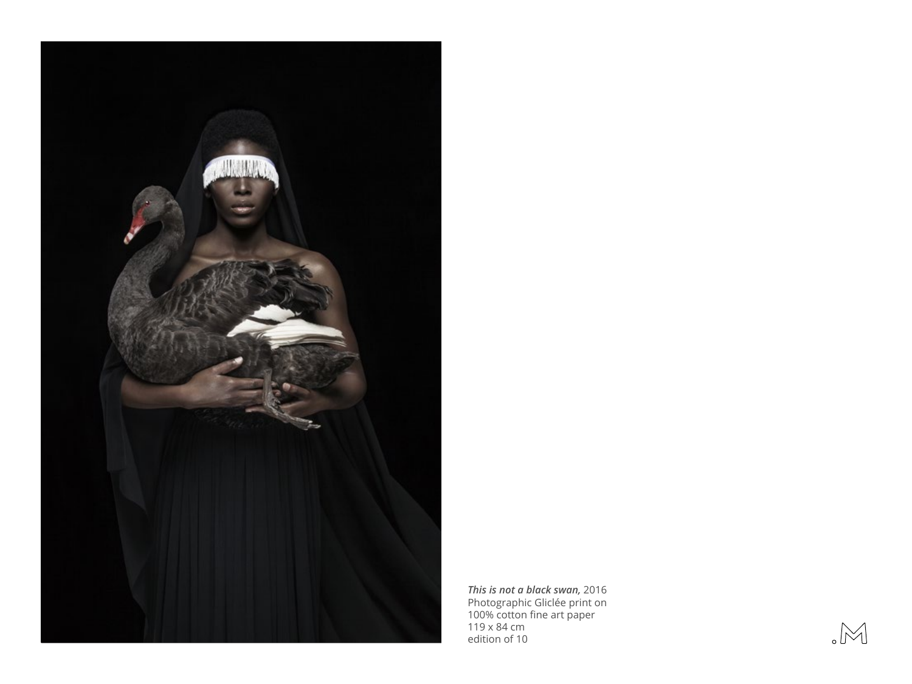***This is not a black swan,*** 2016
Photographic Gliclée print on
100% cotton fine art paper
119 x 84 cm
edition of 10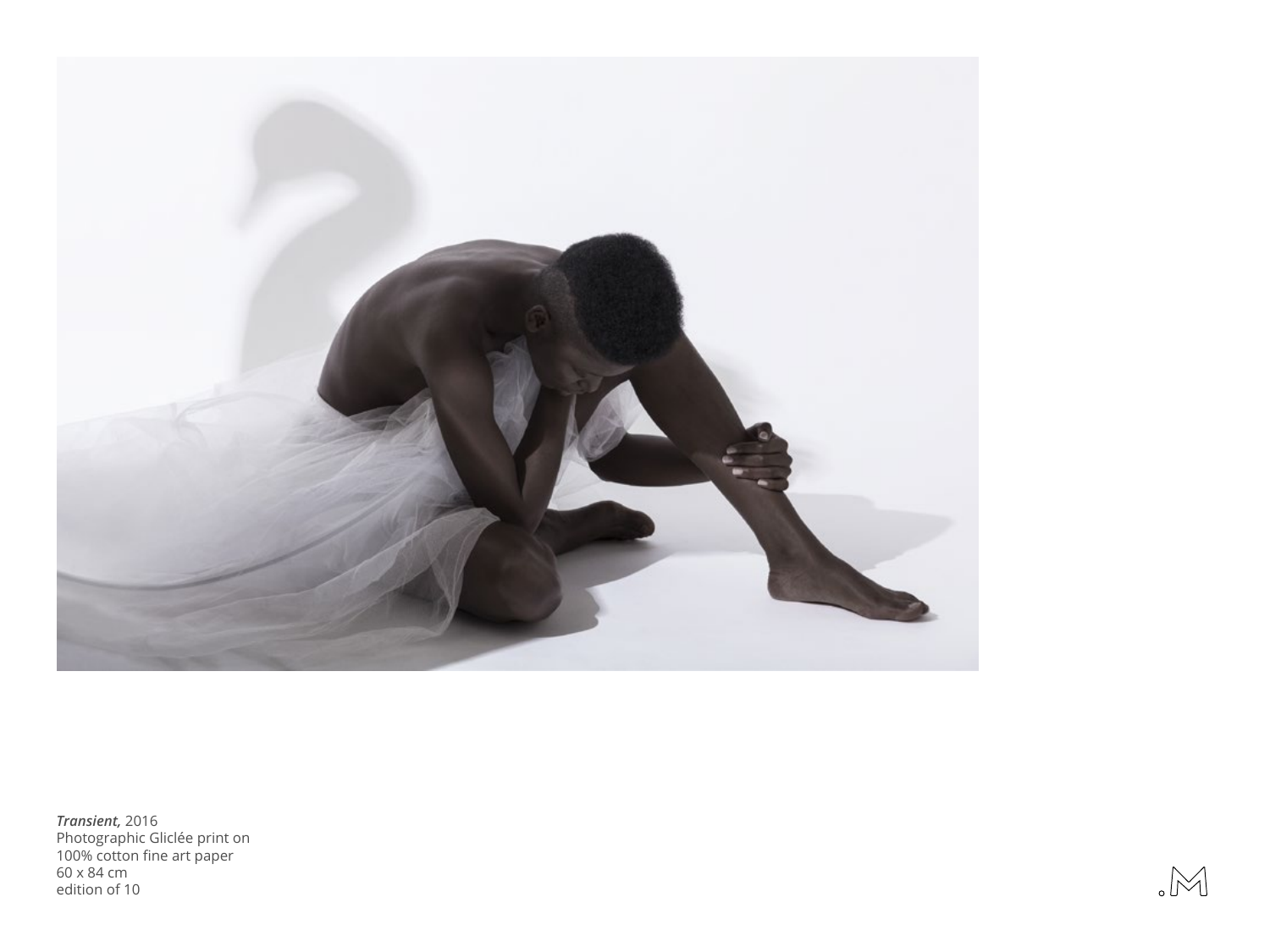***Transient,*** 2016
Photographic Giclée print on
100% cotton fine art paper
60 x 84 cm
edition of 10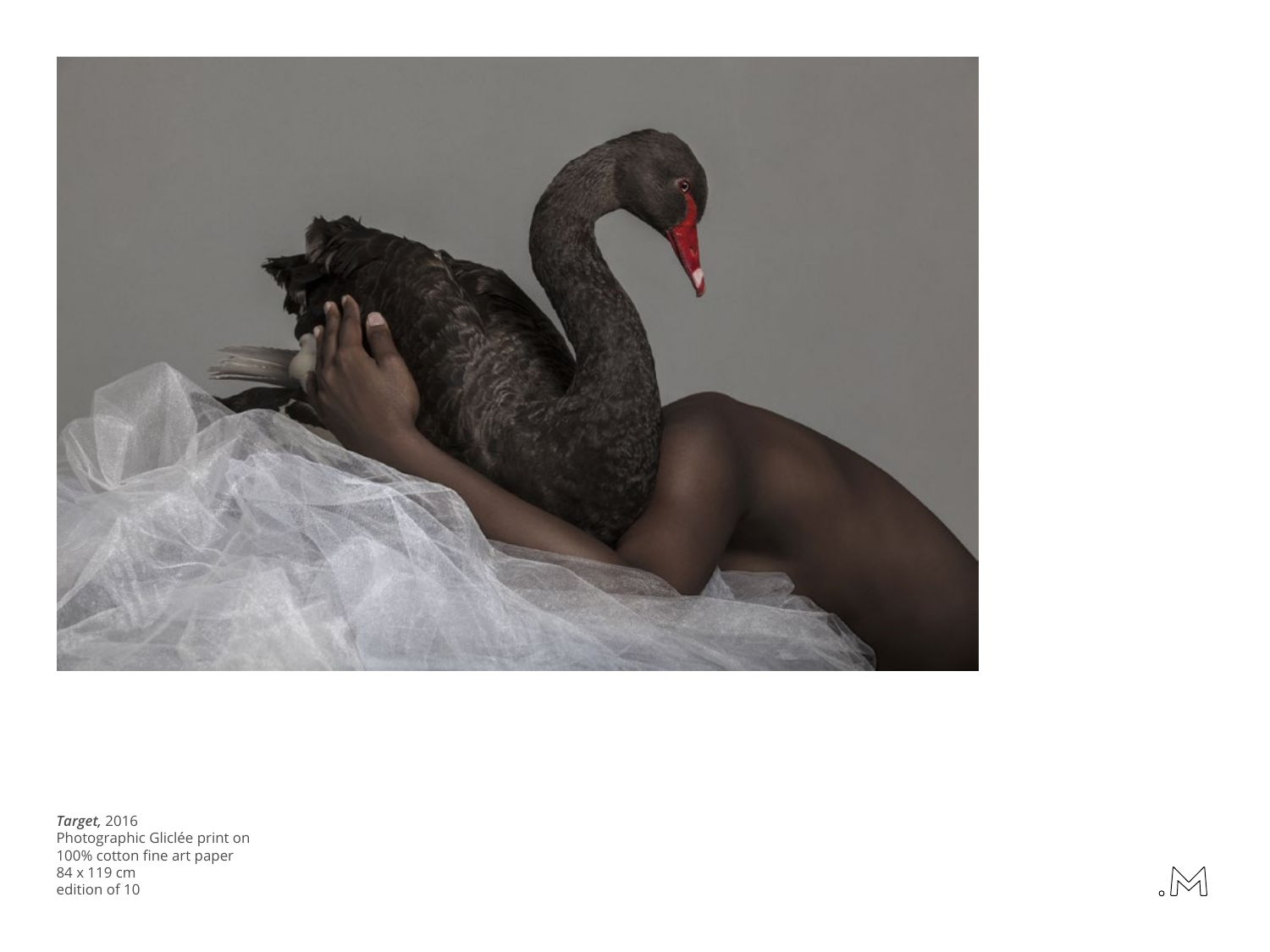***Target,*** 2016
Photographic Giclée print on
100% cotton fine art paper
84 x 119 cm
edition of 10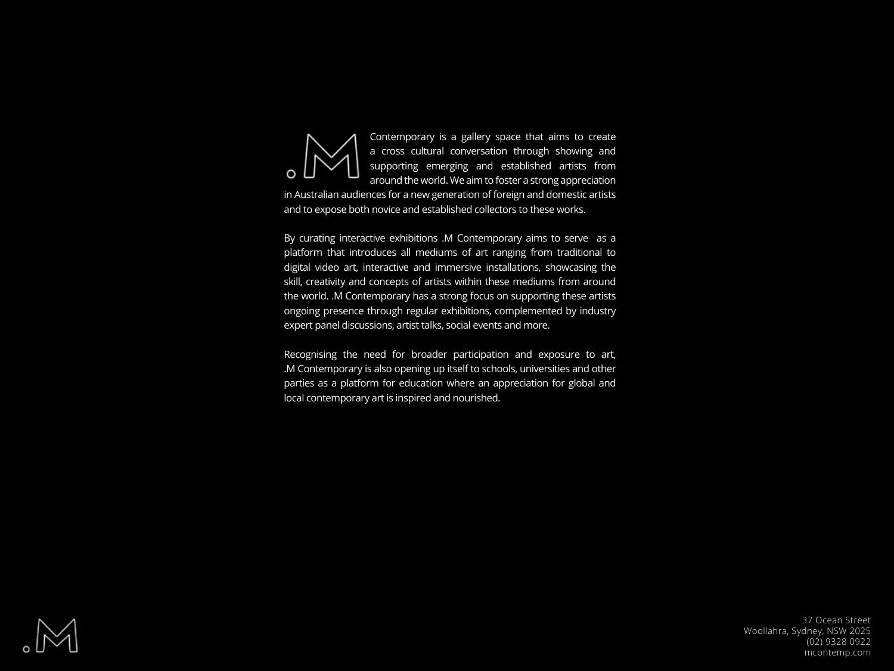.M Contemporary is a gallery space that aims to create a cross cultural conversation through showing and supporting emerging and established artists from around the world. We aim to foster a strong appreciation in Australian audiences for a new generation of foreign and domestic artists and to expose both novice and established collectors to these works.

By curating interactive exhibitions .M Contemporary aims to serve as a platform that introduces all mediums of art ranging from traditional to digital video art, interactive and immersive installations, showcasing the skill, creativity and concepts of artists within these mediums from around the world. .M Contemporary has a strong focus on supporting these artists ongoing presence through regular exhibitions, complemented by industry expert panel discussions, artist talks, social events and more.

Recognising the need for broader participation and exposure to art, .M Contemporary is also opening up itself to schools, universities and other parties as a platform for education where an appreciation for global and local contemporary art is inspired and nourished.

37 Ocean Street
Woollahra, Sydney, NSW 2025
(02) 9328 0922
mcontemp.com